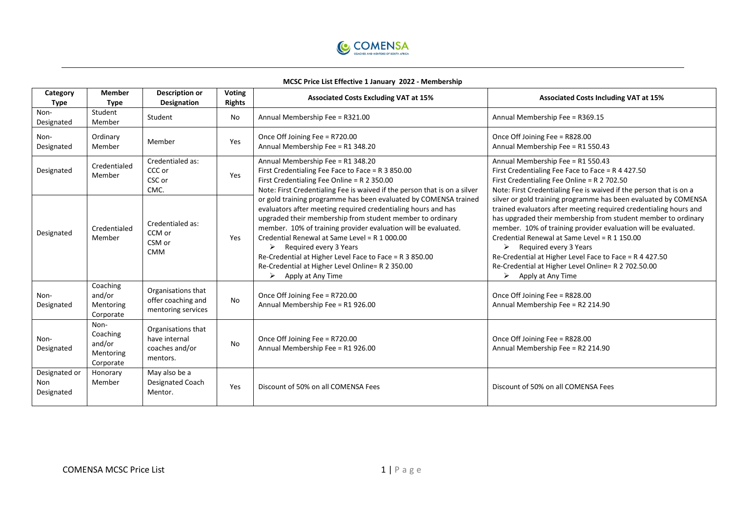**MCSC Price List Effective 1 January 2022 - Membership**

| Category Type | Member Type | Description or Designation | Voting Rights | Associated Costs Excluding VAT at 15% | Associated Costs Including VAT at 15% |
|---|---|---|---|---|---|
| Non-Designated | Student Member | Student | No | Annual Membership Fee = R321.00 | Annual Membership Fee = R369.15 |
| Non-Designated | Ordinary Member | Member | Yes | Once Off Joining Fee = R720.00<br>Annual Membership Fee = R1 348.20 | Once Off Joining Fee = R828.00<br>Annual Membership Fee = R1 550.43 |
| Designated | Credentialed Member | Credentialed as: CCC or CSC or CMC. | Yes | Annual Membership Fee = R1 348.20<br>First Credentialing Fee Face to Face = R 3 850.00<br>First Credentialing Fee Online = R 2 350.00<br>Note: First Credentialing Fee is waived if the person that is on a silver or gold training programme has been evaluated by COMENSA trained evaluators after meeting required credentialing hours and has upgraded their membership from student member to ordinary member. 10% of training provider evaluation will be evaluated.<br>Credential Renewal at Same Level = R 1 000.00<br>➢ Required every 3 Years<br>Re-Credential at Higher Level Face to Face = R 3 850.00<br>Re-Credential at Higher Level Online= R 2 350.00<br>➢ Apply at Any Time | Annual Membership Fee = R1 550.43<br>First Credentialing Fee Face to Face = R 4 427.50<br>First Credentialing Fee Online = R 2 702.50<br>Note: First Credentialing Fee is waived if the person that is on a silver or gold training programme has been evaluated by COMENSA trained evaluators after meeting required credentialing hours and has upgraded their membership from student member to ordinary member. 10% of training provider evaluation will be evaluated.<br>Credential Renewal at Same Level = R 1 150.00<br>➢ Required every 3 Years<br>Re-Credential at Higher Level Face to Face = R 4 427.50<br>Re-Credential at Higher Level Online= R 2 702.50.00<br>➢ Apply at Any Time |
| Designated | Credentialed Member | Credentialed as: CCM or CSM or CMM | Yes | | |
| Non-Designated | Coaching and/or Mentoring Corporate | Organisations that offer coaching and mentoring services | No | Once Off Joining Fee = R720.00<br>Annual Membership Fee = R1 926.00 | Once Off Joining Fee = R828.00<br>Annual Membership Fee = R2 214.90 |
| Non-Designated | Non-Coaching and/or Mentoring Corporate | Organisations that have internal coaches and/or mentors. | No | Once Off Joining Fee = R720.00<br>Annual Membership Fee = R1 926.00 | Once Off Joining Fee = R828.00<br>Annual Membership Fee = R2 214.90 |
| Designated or Non Designated | Honorary Member | May also be a Designated Coach Mentor. | Yes | Discount of 50% on all COMENSA Fees | Discount of 50% on all COMENSA Fees |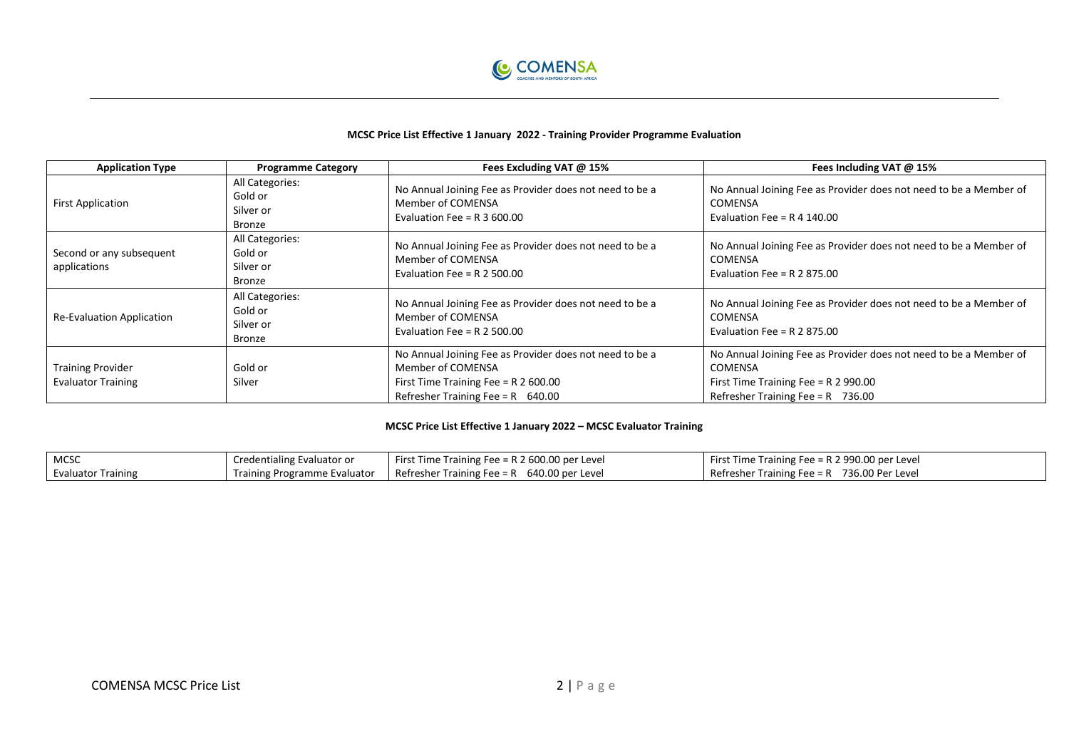**MCSC Price List Effective 1 January 2022 - Training Provider Programme Evaluation**

| Application Type | Programme Category | Fees Excluding VAT @ 15% | Fees Including VAT @ 15% |
|---|---|---|---|
| First Application | All Categories:<br>Gold or<br>Silver or<br>Bronze | No Annual Joining Fee as Provider does not need to be a Member of COMENSA<br>Evaluation Fee = R 3 600.00 | No Annual Joining Fee as Provider does not need to be a Member of COMENSA<br>Evaluation Fee = R 4 140.00 |
| Second or any subsequent applications | All Categories:<br>Gold or<br>Silver or<br>Bronze | No Annual Joining Fee as Provider does not need to be a Member of COMENSA<br>Evaluation Fee = R 2 500.00 | No Annual Joining Fee as Provider does not need to be a Member of COMENSA<br>Evaluation Fee = R 2 875.00 |
| Re-Evaluation Application | All Categories:<br>Gold or<br>Silver or<br>Bronze | No Annual Joining Fee as Provider does not need to be a Member of COMENSA<br>Evaluation Fee = R 2 500.00 | No Annual Joining Fee as Provider does not need to be a Member of COMENSA<br>Evaluation Fee = R 2 875.00 |
| Training Provider Evaluator Training | Gold or<br>Silver | No Annual Joining Fee as Provider does not need to be a Member of COMENSA<br>First Time Training Fee = R 2 600.00<br>Refresher Training Fee = R 640.00 | No Annual Joining Fee as Provider does not need to be a Member of COMENSA<br>First Time Training Fee = R 2 990.00<br>Refresher Training Fee = R 736.00 |

**MCSC Price List Effective 1 January 2022 – MCSC Evaluator Training**

| | | | |
|---|---|---|---|
| MCSC Evaluator Training | Credentialing Evaluator or Training Programme Evaluator | First Time Training Fee = R 2 600.00 per Level<br>Refresher Training Fee = R 640.00 per Level | First Time Training Fee = R 2 990.00 per Level<br>Refresher Training Fee = R 736.00 Per Level |